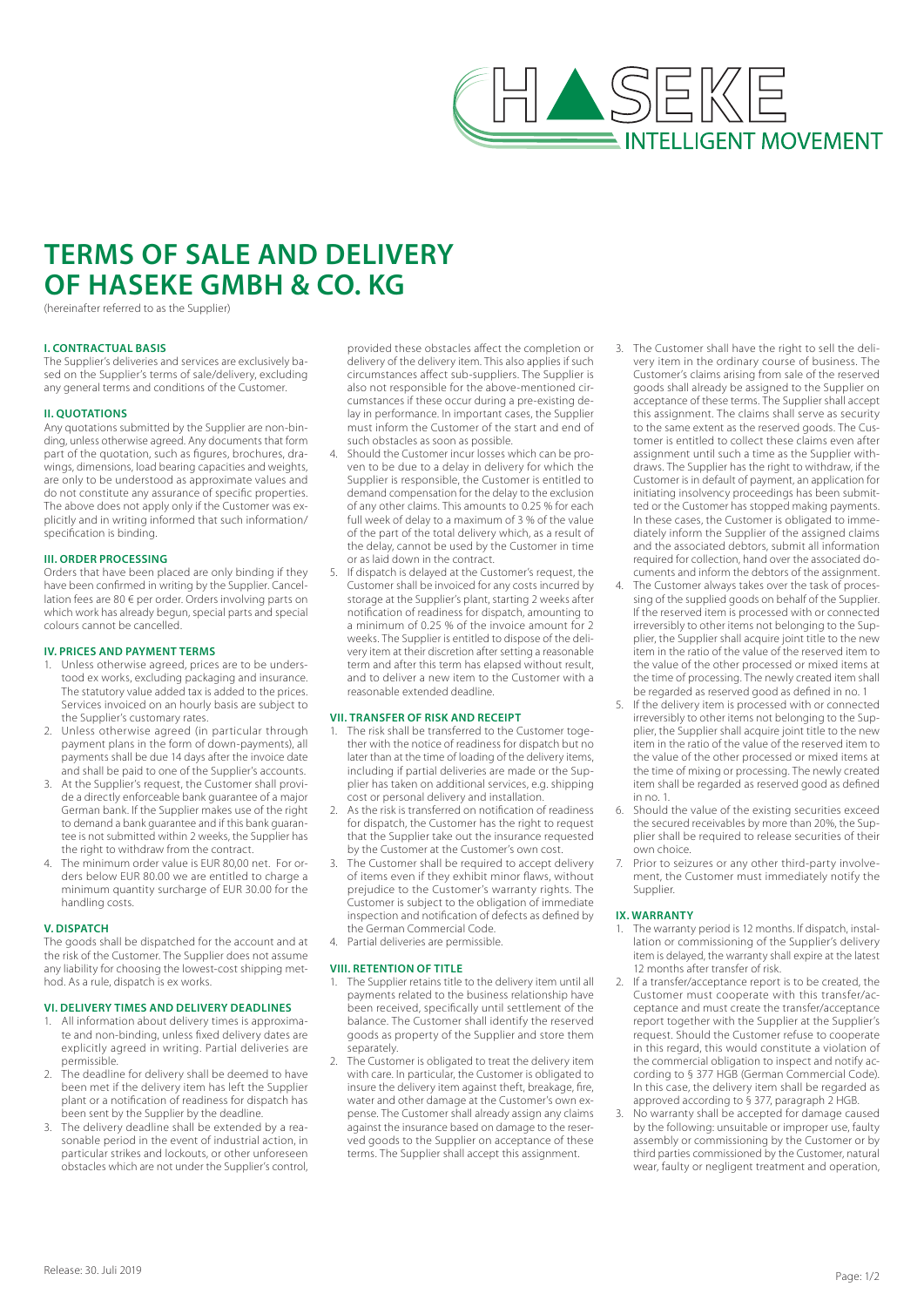HASEKE
INTELLIGENT MOVEMENT

# TERMS OF SALE AND DELIVERY OF HASEKE GMBH & CO. KG

(hereinafter referred to as the Supplier)

### I. CONTRACTUAL BASIS

The Supplier's deliveries and services are exclusively based on the Supplier's terms of sale/delivery, excluding any general terms and conditions of the Customer.

### II. QUOTATIONS

Any quotations submitted by the Supplier are non-binding, unless otherwise agreed. Any documents that form part of the quotation, such as figures, brochures, drawings, dimensions, load bearing capacities and weights, are only to be understood as approximate values and do not constitute any assurance of specific properties. The above does not apply only if the Customer was explicitly and in writing informed that such information/specification is binding.

### III. ORDER PROCESSING

Orders that have been placed are only binding if they have been confirmed in writing by the Supplier. Cancellation fees are 80 € per order. Orders involving parts on which work has already begun, special parts and special colours cannot be cancelled.

### IV. PRICES AND PAYMENT TERMS

1. Unless otherwise agreed, prices are to be understood ex works, excluding packaging and insurance. The statutory value added tax is added to the prices. Services invoiced on an hourly basis are subject to the Supplier's customary rates.
2. Unless otherwise agreed (in particular through payment plans in the form of down-payments), all payments shall be due 14 days after the invoice date and shall be paid to one of the Supplier's accounts.
3. At the Supplier's request, the Customer shall provide a directly enforceable bank guarantee of a major German bank. If the Supplier makes use of the right to demand a bank guarantee and if this bank guarantee is not submitted within 2 weeks, the Supplier has the right to withdraw from the contract.
4. The minimum order value is EUR 80,00 net. For orders below EUR 80.00 we are entitled to charge a minimum quantity surcharge of EUR 30.00 for the handling costs.

### V. DISPATCH

The goods shall be dispatched for the account and at the risk of the Customer. The Supplier does not assume any liability for choosing the lowest-cost shipping method. As a rule, dispatch is ex works.

### VI. DELIVERY TIMES AND DELIVERY DEADLINES

1. All information about delivery times is approximate and non-binding, unless fixed delivery dates are explicitly agreed in writing. Partial deliveries are permissible.
2. The deadline for delivery shall be deemed to have been met if the delivery item has left the Supplier plant or a notification of readiness for dispatch has been sent by the Supplier by the deadline.
3. The delivery deadline shall be extended by a reasonable period in the event of industrial action, in particular strikes and lockouts, or other unforeseen obstacles which are not under the Supplier's control, provided these obstacles affect the completion or delivery of the delivery item. This also applies if such circumstances affect sub-suppliers. The Supplier is also not responsible for the above-mentioned circumstances if these occur during a pre-existing delay in performance. In important cases, the Supplier must inform the Customer of the start and end of such obstacles as soon as possible.
4. Should the Customer incur losses which can be proven to be due to a delay in delivery for which the Supplier is responsible, the Customer is entitled to demand compensation for the delay to the exclusion of any other claims. This amounts to 0.25 % for each full week of delay to a maximum of 3 % of the value of the part of the total delivery which, as a result of the delay, cannot be used by the Customer in time or as laid down in the contract.
5. If dispatch is delayed at the Customer's request, the Customer shall be invoiced for any costs incurred by storage at the Supplier's plant, starting 2 weeks after notification of readiness for dispatch, amounting to a minimum of 0.25 % of the invoice amount for 2 weeks. The Supplier is entitled to dispose of the delivery item at their discretion after setting a reasonable term and after this term has elapsed without result, and to deliver a new item to the Customer with a reasonable extended deadline.

### VII. TRANSFER OF RISK AND RECEIPT

1. The risk shall be transferred to the Customer together with the notice of readiness for dispatch but no later than at the time of loading of the delivery items, including if partial deliveries are made or the Supplier has taken on additional services, e.g. shipping cost or personal delivery and installation.
2. As the risk is transferred on notification of readiness for dispatch, the Customer has the right to request that the Supplier take out the insurance requested by the Customer at the Customer's own cost.
3. The Customer shall be required to accept delivery of items even if they exhibit minor flaws, without prejudice to the Customer's warranty rights. The Customer is subject to the obligation of immediate inspection and notification of defects as defined by the German Commercial Code.
4. Partial deliveries are permissible.

### VIII. RETENTION OF TITLE

1. The Supplier retains title to the delivery item until all payments related to the business relationship have been received, specifically until settlement of the balance. The Customer shall identify the reserved goods as property of the Supplier and store them separately.
2. The Customer is obligated to treat the delivery item with care. In particular, the Customer is obligated to insure the delivery item against theft, breakage, fire, water and other damage at the Customer's own expense. The Customer shall already assign any claims against the insurance based on damage to the reserved goods to the Supplier on acceptance of these terms. The Supplier shall accept this assignment.
3. The Customer shall have the right to sell the delivery item in the ordinary course of business. The Customer's claims arising from sale of the reserved goods shall already be assigned to the Supplier on acceptance of these terms. The Supplier shall accept this assignment. The claims shall serve as security to the same extent as the reserved goods. The Customer is entitled to collect these claims even after assignment until such a time as the Supplier withdraws. The Supplier has the right to withdraw, if the Customer is in default of payment, an application for initiating insolvency proceedings has been submitted or the Customer has stopped making payments. In these cases, the Customer is obligated to immediately inform the Supplier of the assigned claims and the associated debtors, submit all information required for collection, hand over the associated documents and inform the debtors of the assignment.
4. The Customer always takes over the task of processing of the supplied goods on behalf of the Supplier. If the reserved item is processed with or connected irreversibly to other items not belonging to the Supplier, the Supplier shall acquire joint title to the new item in the ratio of the value of the reserved item to the value of the other processed or mixed items at the time of processing. The newly created item shall be regarded as reserved good as defined in no. 1
5. If the delivery item is processed with or connected irreversibly to other items not belonging to the Supplier, the Supplier shall acquire joint title to the new item in the ratio of the value of the reserved item to the value of the other processed or mixed items at the time of mixing or processing. The newly created item shall be regarded as reserved good as defined in no. 1.
6. Should the value of the existing securities exceed the secured receivables by more than 20%, the Supplier shall be required to release securities of their own choice.
7. Prior to seizures or any other third-party involvement, the Customer must immediately notify the Supplier.

### IX. WARRANTY

1. The warranty period is 12 months. If dispatch, installation or commissioning of the Supplier's delivery item is delayed, the warranty shall expire at the latest 12 months after transfer of risk.
2. If a transfer/acceptance report is to be created, the Customer must cooperate with this transfer/acceptance and must create the transfer/acceptance report together with the Supplier at the Supplier's request. Should the Customer refuse to cooperate in this regard, this would constitute a violation of the commercial obligation to inspect and notify according to § 377 HGB (German Commercial Code). In this case, the delivery item shall be regarded as approved according to § 377, paragraph 2 HGB.
3. No warranty shall be accepted for damage caused by the following: unsuitable or improper use, faulty assembly or commissioning by the Customer or by third parties commissioned by the Customer, natural wear, faulty or negligent treatment and operation,

Release: 30. Juli 2019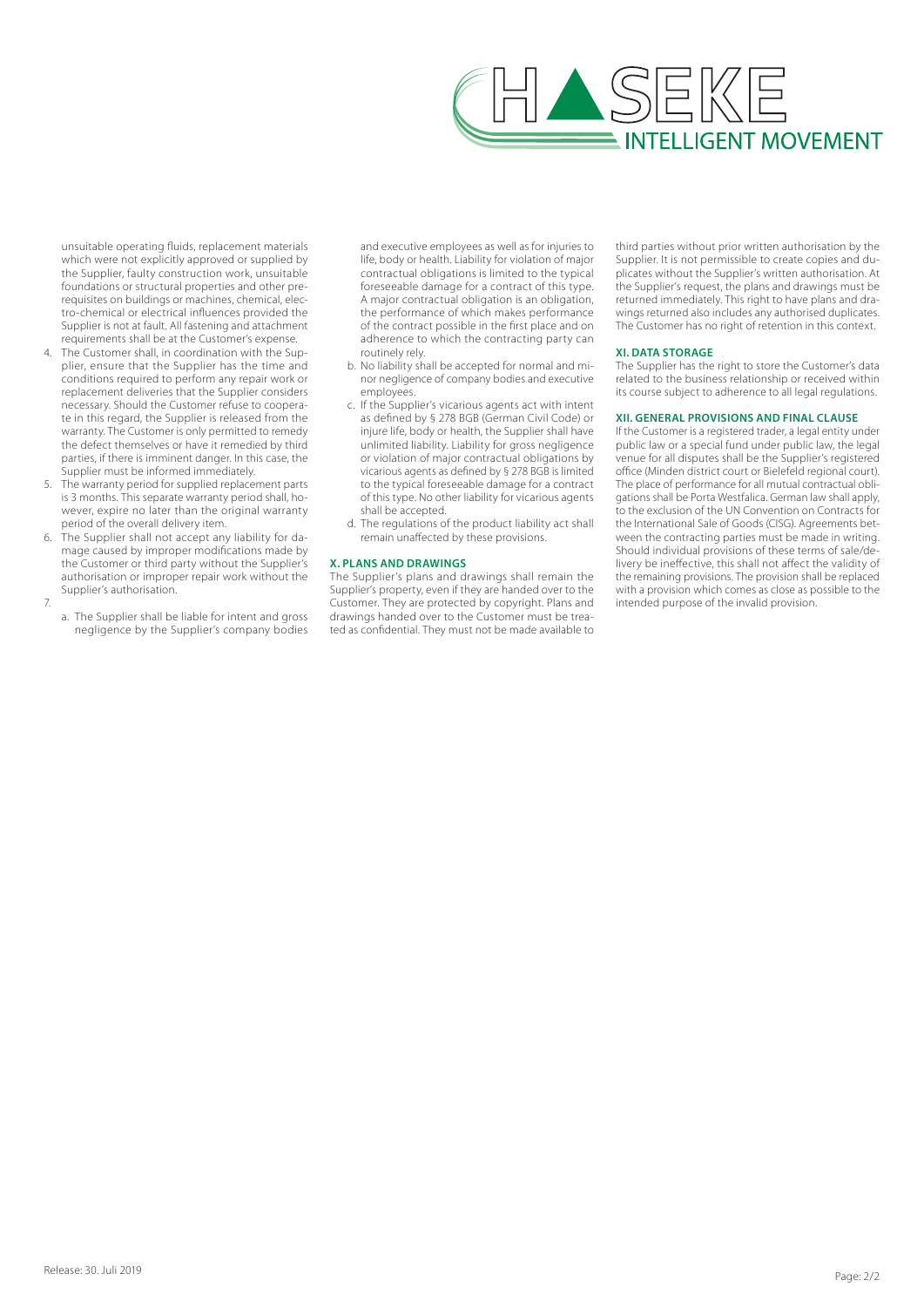unsuitable operating fluids, replacement materials which were not explicitly approved or supplied by the Supplier, faulty construction work, unsuitable foundations or structural properties and other prerequisites on buildings or machines, chemical, electro-chemical or electrical influences provided the Supplier is not at fault. All fastening and attachment requirements shall be at the Customer's expense.

4. The Customer shall, in coordination with the Supplier, ensure that the Supplier has the time and conditions required to perform any repair work or replacement deliveries that the Supplier considers necessary. Should the Customer refuse to cooperate in this regard, the Supplier is released from the warranty. The Customer is only permitted to remedy the defect themselves or have it remedied by third parties, if there is imminent danger. In this case, the Supplier must be informed immediately.
5. The warranty period for supplied replacement parts is 3 months. This separate warranty period shall, however, expire no later than the original warranty period of the overall delivery item.
6. The Supplier shall not accept any liability for damage caused by improper modifications made by the Customer or third party without the Supplier's authorisation or improper repair work without the Supplier's authorisation.
7. 
   a. The Supplier shall be liable for intent and gross negligence by the Supplier's company bodies and executive employees as well as for injuries to life, body or health. Liability for violation of major contractual obligations is limited to the typical foreseeable damage for a contract of this type. A major contractual obligation is an obligation, the performance of which makes performance of the contract possible in the first place and on adherence to which the contracting party can routinely rely.
   b. No liability shall be accepted for normal and minor negligence of company bodies and executive employees.
   c. If the Supplier's vicarious agents act with intent as defined by § 278 BGB (German Civil Code) or injure life, body or health, the Supplier shall have unlimited liability. Liability for gross negligence or violation of major contractual obligations by vicarious agents as defined by § 278 BGB is limited to the typical foreseeable damage for a contract of this type. No other liability for vicarious agents shall be accepted.
   d. The regulations of the product liability act shall remain unaffected by these provisions.

## X. PLANS AND DRAWINGS

The Supplier's plans and drawings shall remain the Supplier's property, even if they are handed over to the Customer. They are protected by copyright. Plans and drawings handed over to the Customer must be treated as confidential. They must not be made available to third parties without prior written authorisation by the Supplier. It is not permissible to create copies and duplicates without the Supplier's written authorisation. At the Supplier's request, the plans and drawings must be returned immediately. This right to have plans and drawings returned also includes any authorised duplicates. The Customer has no right of retention in this context.

## XI. DATA STORAGE

The Supplier has the right to store the Customer's data related to the business relationship or received within its course subject to adherence to all legal regulations.

## XII. GENERAL PROVISIONS AND FINAL CLAUSE

If the Customer is a registered trader, a legal entity under public law or a special fund under public law, the legal venue for all disputes shall be the Supplier's registered office (Minden district court or Bielefeld regional court). The place of performance for all mutual contractual obligations shall be Porta Westfalica. German law shall apply, to the exclusion of the UN Convention on Contracts for the International Sale of Goods (CISG). Agreements between the contracting parties must be made in writing. Should individual provisions of these terms of sale/delivery be ineffective, this shall not affect the validity of the remaining provisions. The provision shall be replaced with a provision which comes as close as possible to the intended purpose of the invalid provision.

Release: 30. Juli 2019